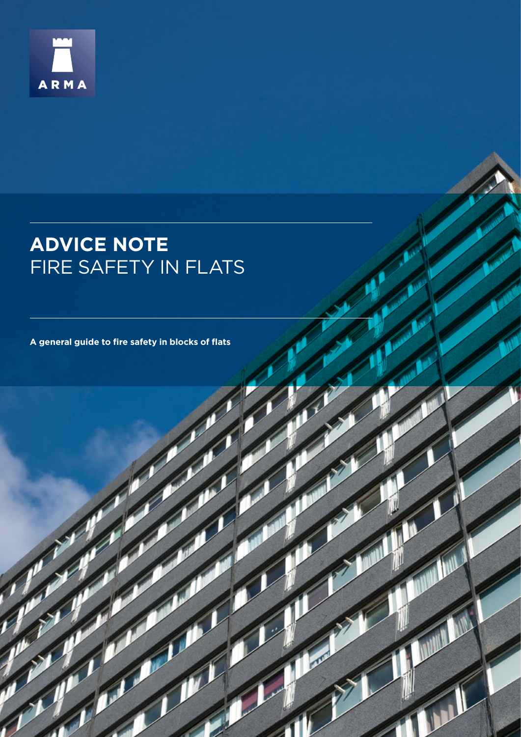ARMA

# ADVICE NOTE FIRE SAFETY IN FLATS

**A general guide to fire safety in blocks of flats**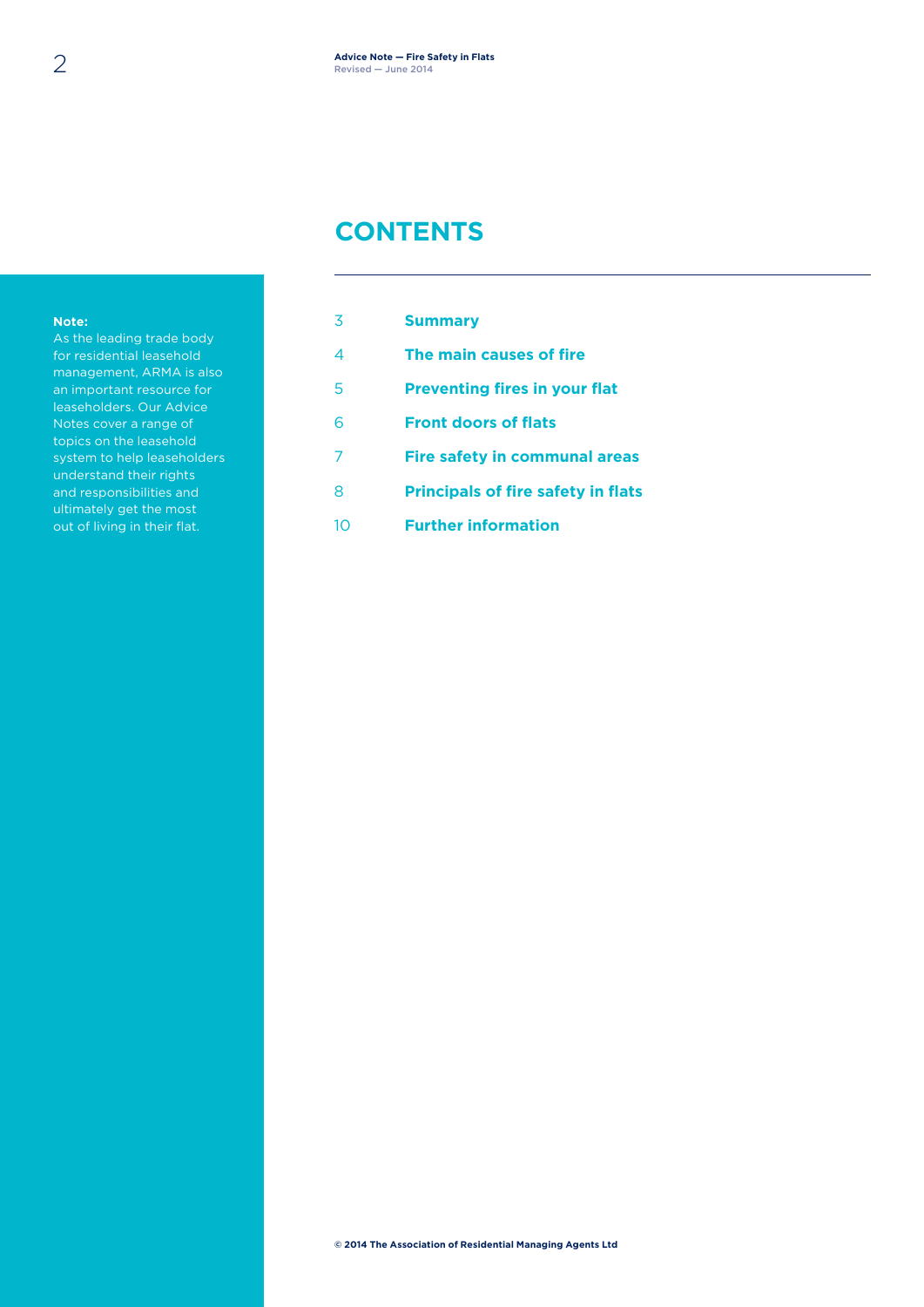**Note:**
As the leading trade body for residential leasehold management, ARMA is also an important resource for leaseholders. Our Advice Notes cover a range of topics on the leasehold system to help leaseholders understand their rights and responsibilities and ultimately get the most out of living in their flat.

# CONTENTS

| | |
|---|---|
| 3 | **Summary** |
| 4 | **The main causes of fire** |
| 5 | **Preventing fires in your flat** |
| 6 | **Front doors of flats** |
| 7 | **Fire safety in communal areas** |
| 8 | **Principals of fire safety in flats** |
| 10 | **Further information** |

**© 2014 The Association of Residential Managing Agents Ltd**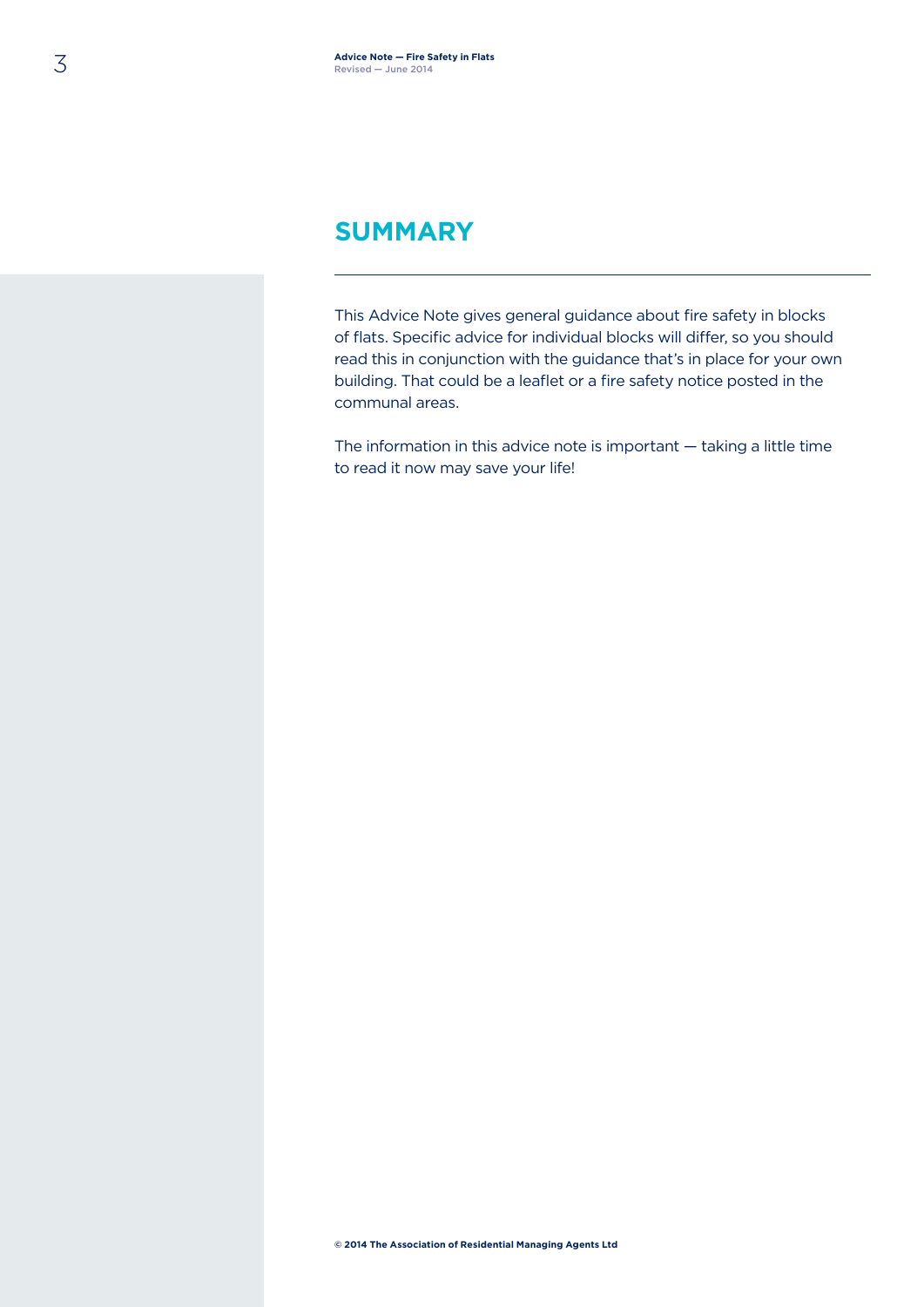## SUMMARY

This Advice Note gives general guidance about fire safety in blocks of flats. Specific advice for individual blocks will differ, so you should read this in conjunction with the guidance that's in place for your own building. That could be a leaflet or a fire safety notice posted in the communal areas.

The information in this advice note is important — taking a little time to read it now may save your life!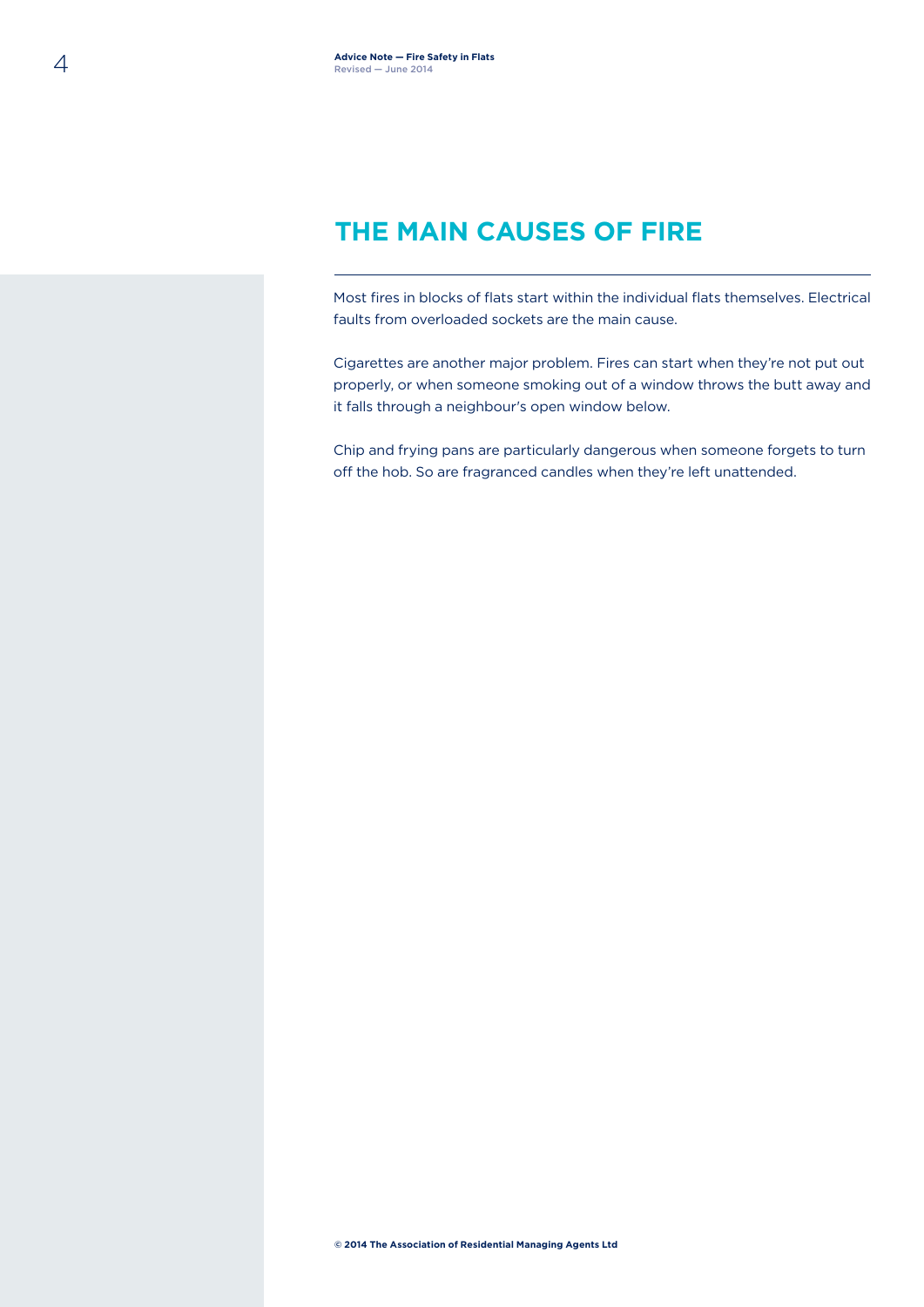## THE MAIN CAUSES OF FIRE

Most fires in blocks of flats start within the individual flats themselves. Electrical faults from overloaded sockets are the main cause.

Cigarettes are another major problem. Fires can start when they're not put out properly, or when someone smoking out of a window throws the butt away and it falls through a neighbour's open window below.

Chip and frying pans are particularly dangerous when someone forgets to turn off the hob. So are fragranced candles when they're left unattended.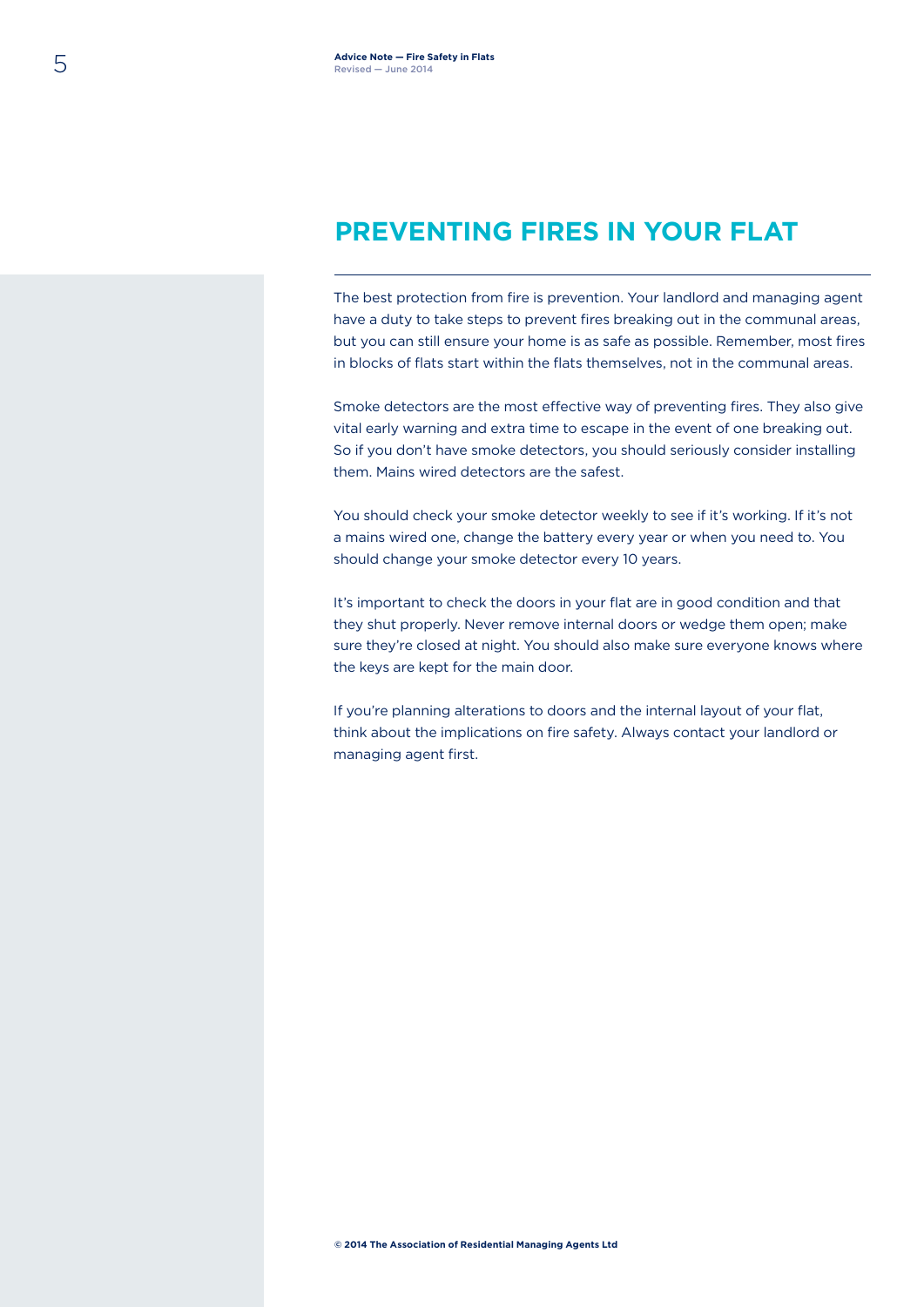# PREVENTING FIRES IN YOUR FLAT

The best protection from fire is prevention. Your landlord and managing agent have a duty to take steps to prevent fires breaking out in the communal areas, but you can still ensure your home is as safe as possible. Remember, most fires in blocks of flats start within the flats themselves, not in the communal areas.

Smoke detectors are the most effective way of preventing fires. They also give vital early warning and extra time to escape in the event of one breaking out. So if you don't have smoke detectors, you should seriously consider installing them. Mains wired detectors are the safest.

You should check your smoke detector weekly to see if it's working. If it's not a mains wired one, change the battery every year or when you need to. You should change your smoke detector every 10 years.

It's important to check the doors in your flat are in good condition and that they shut properly. Never remove internal doors or wedge them open; make sure they're closed at night. You should also make sure everyone knows where the keys are kept for the main door.

If you're planning alterations to doors and the internal layout of your flat, think about the implications on fire safety. Always contact your landlord or managing agent first.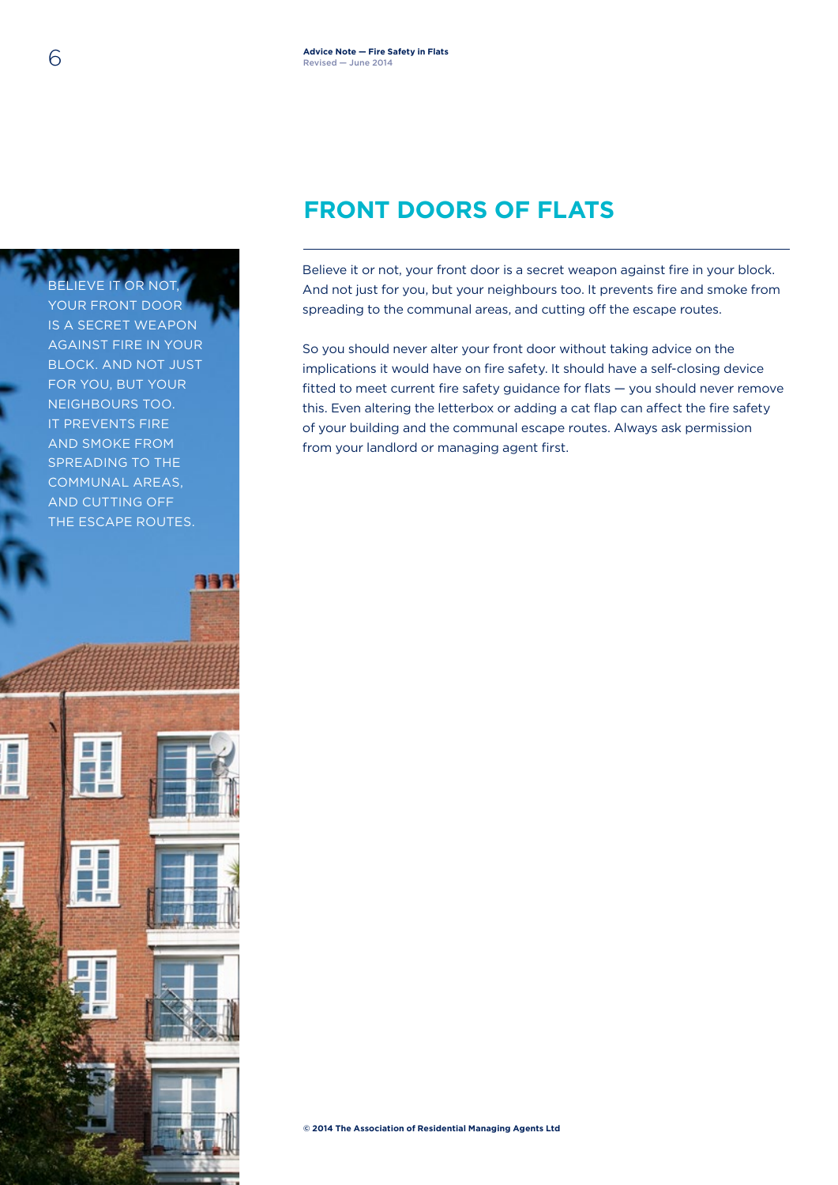## FRONT DOORS OF FLATS

BELIEVE IT OR NOT, YOUR FRONT DOOR IS A SECRET WEAPON AGAINST FIRE IN YOUR BLOCK. AND NOT JUST FOR YOU, BUT YOUR NEIGHBOURS TOO. IT PREVENTS FIRE AND SMOKE FROM SPREADING TO THE COMMUNAL AREAS, AND CUTTING OFF THE ESCAPE ROUTES.

Believe it or not, your front door is a secret weapon against fire in your block. And not just for you, but your neighbours too. It prevents fire and smoke from spreading to the communal areas, and cutting off the escape routes.

So you should never alter your front door without taking advice on the implications it would have on fire safety. It should have a self-closing device fitted to meet current fire safety guidance for flats — you should never remove this. Even altering the letterbox or adding a cat flap can affect the fire safety of your building and the communal escape routes. Always ask permission from your landlord or managing agent first.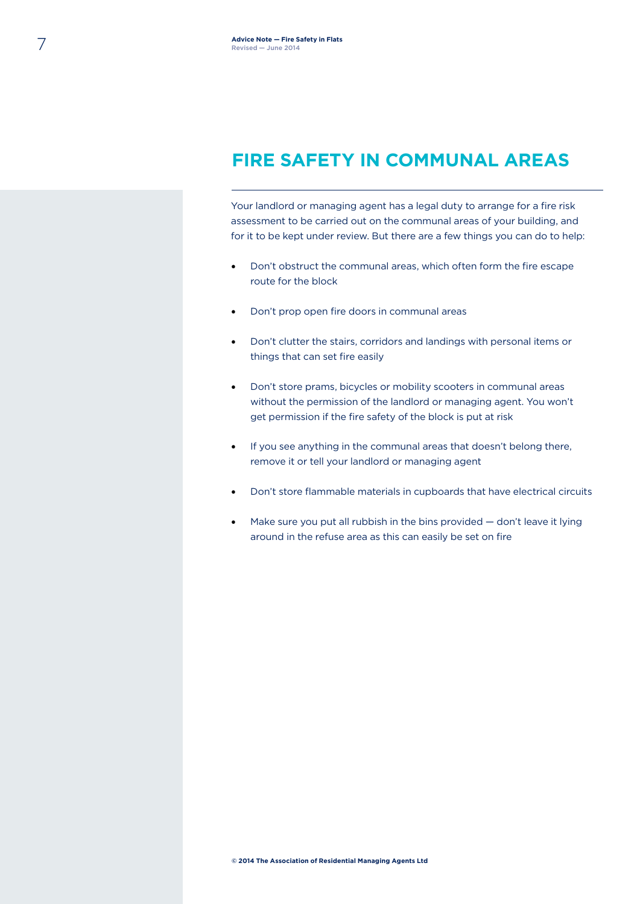## FIRE SAFETY IN COMMUNAL AREAS

Your landlord or managing agent has a legal duty to arrange for a fire risk assessment to be carried out on the communal areas of your building, and for it to be kept under review. But there are a few things you can do to help:

- Don't obstruct the communal areas, which often form the fire escape route for the block
- Don't prop open fire doors in communal areas
- Don't clutter the stairs, corridors and landings with personal items or things that can set fire easily
- Don't store prams, bicycles or mobility scooters in communal areas without the permission of the landlord or managing agent. You won't get permission if the fire safety of the block is put at risk
- If you see anything in the communal areas that doesn't belong there, remove it or tell your landlord or managing agent
- Don't store flammable materials in cupboards that have electrical circuits
- Make sure you put all rubbish in the bins provided — don't leave it lying around in the refuse area as this can easily be set on fire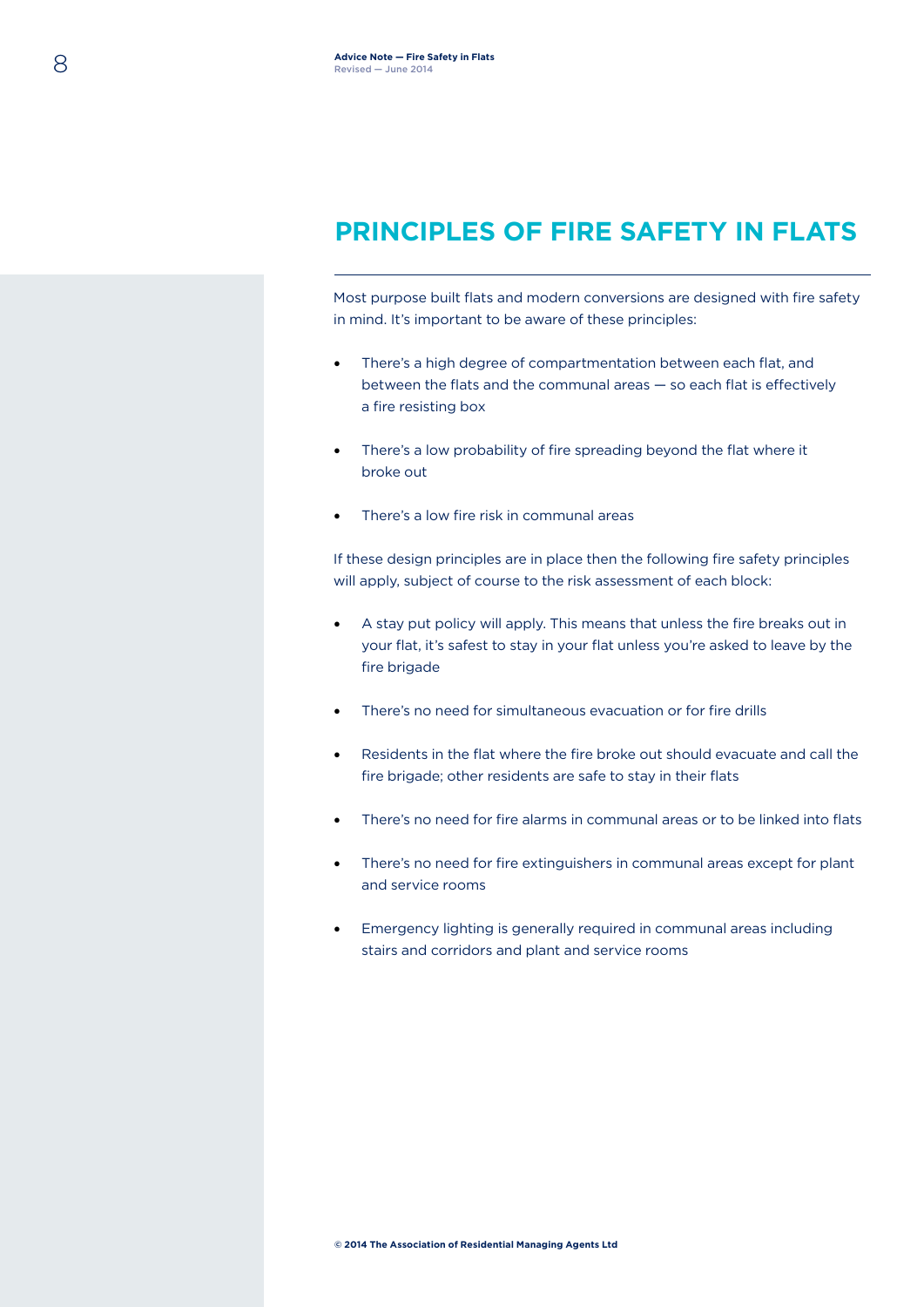# PRINCIPLES OF FIRE SAFETY IN FLATS

Most purpose built flats and modern conversions are designed with fire safety in mind. It's important to be aware of these principles:

- There's a high degree of compartmentation between each flat, and between the flats and the communal areas — so each flat is effectively a fire resisting box
- There's a low probability of fire spreading beyond the flat where it broke out
- There's a low fire risk in communal areas

If these design principles are in place then the following fire safety principles will apply, subject of course to the risk assessment of each block:

- A stay put policy will apply. This means that unless the fire breaks out in your flat, it's safest to stay in your flat unless you're asked to leave by the fire brigade
- There's no need for simultaneous evacuation or for fire drills
- Residents in the flat where the fire broke out should evacuate and call the fire brigade; other residents are safe to stay in their flats
- There's no need for fire alarms in communal areas or to be linked into flats
- There's no need for fire extinguishers in communal areas except for plant and service rooms
- Emergency lighting is generally required in communal areas including stairs and corridors and plant and service rooms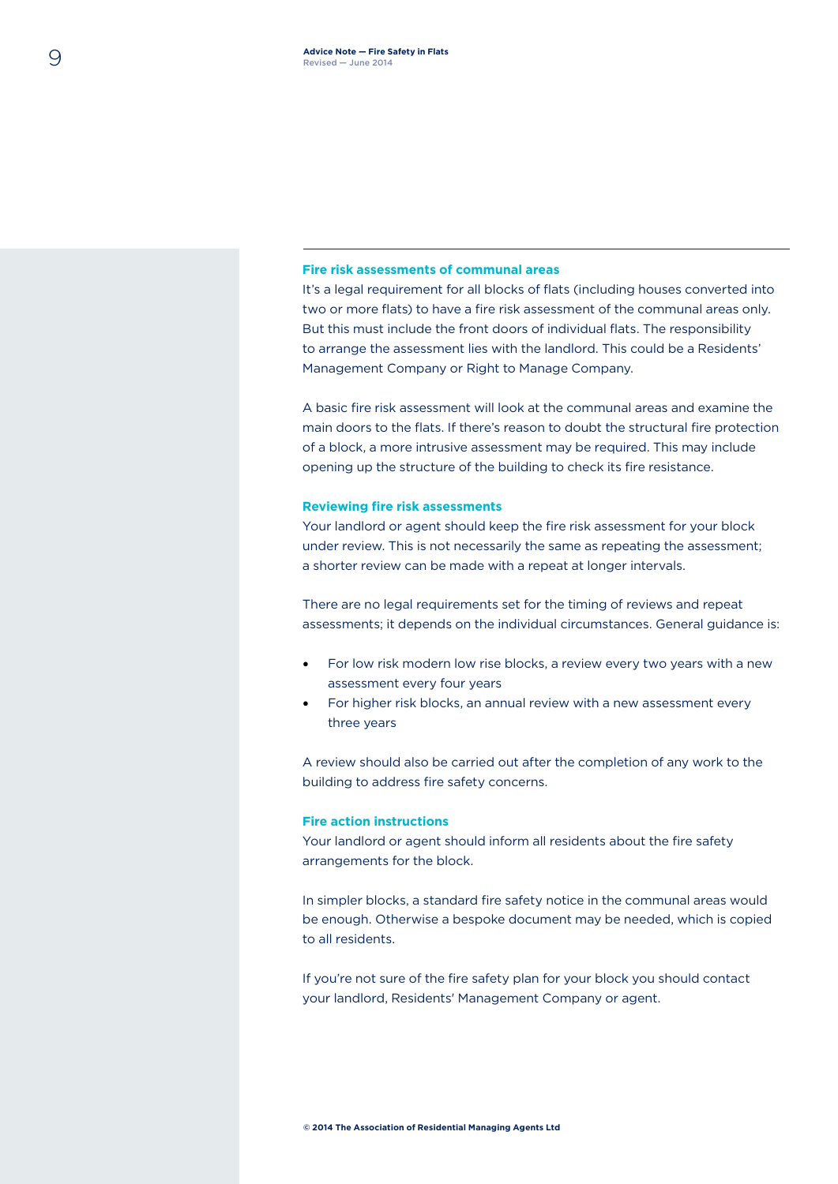### Fire risk assessments of communal areas

It's a legal requirement for all blocks of flats (including houses converted into two or more flats) to have a fire risk assessment of the communal areas only. But this must include the front doors of individual flats. The responsibility to arrange the assessment lies with the landlord. This could be a Residents' Management Company or Right to Manage Company.

A basic fire risk assessment will look at the communal areas and examine the main doors to the flats. If there's reason to doubt the structural fire protection of a block, a more intrusive assessment may be required. This may include opening up the structure of the building to check its fire resistance.

### Reviewing fire risk assessments

Your landlord or agent should keep the fire risk assessment for your block under review. This is not necessarily the same as repeating the assessment; a shorter review can be made with a repeat at longer intervals.

There are no legal requirements set for the timing of reviews and repeat assessments; it depends on the individual circumstances. General guidance is:

- For low risk modern low rise blocks, a review every two years with a new assessment every four years
- For higher risk blocks, an annual review with a new assessment every three years

A review should also be carried out after the completion of any work to the building to address fire safety concerns.

### Fire action instructions

Your landlord or agent should inform all residents about the fire safety arrangements for the block.

In simpler blocks, a standard fire safety notice in the communal areas would be enough. Otherwise a bespoke document may be needed, which is copied to all residents.

If you're not sure of the fire safety plan for your block you should contact your landlord, Residents' Management Company or agent.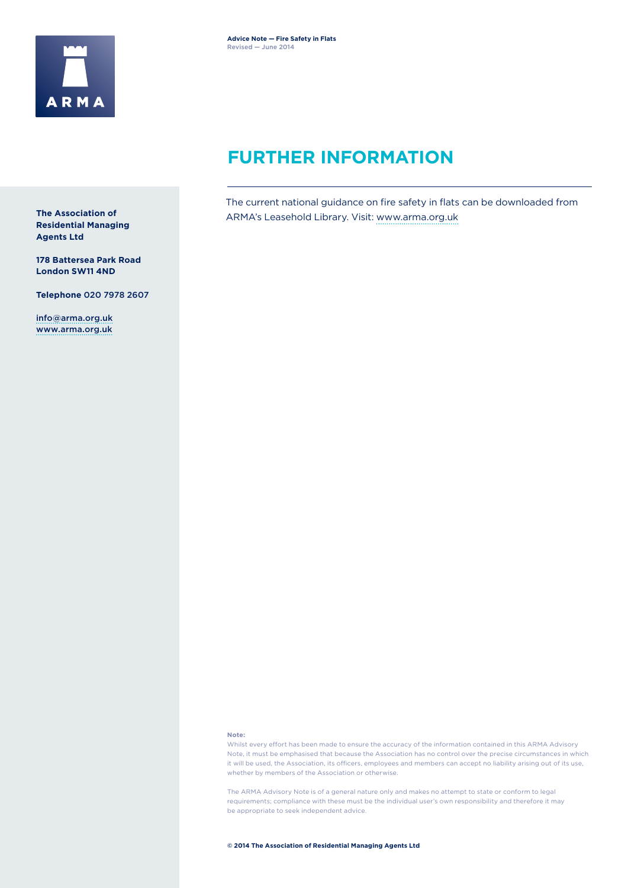# FURTHER INFORMATION

The current national guidance on fire safety in flats can be downloaded from ARMA's Leasehold Library. Visit: www.arma.org.uk

**The Association of Residential Managing Agents Ltd**

**178 Battersea Park Road London SW11 4ND**

**Telephone** 020 7978 2607

info@arma.org.uk
www.arma.org.uk

**Note:**

Whilst every effort has been made to ensure the accuracy of the information contained in this ARMA Advisory Note, it must be emphasised that because the Association has no control over the precise circumstances in which it will be used, the Association, its officers, employees and members can accept no liability arising out of its use, whether by members of the Association or otherwise.

The ARMA Advisory Note is of a general nature only and makes no attempt to state or conform to legal requirements; compliance with these must be the individual user's own responsibility and therefore it may be appropriate to seek independent advice.

**© 2014 The Association of Residential Managing Agents Ltd**